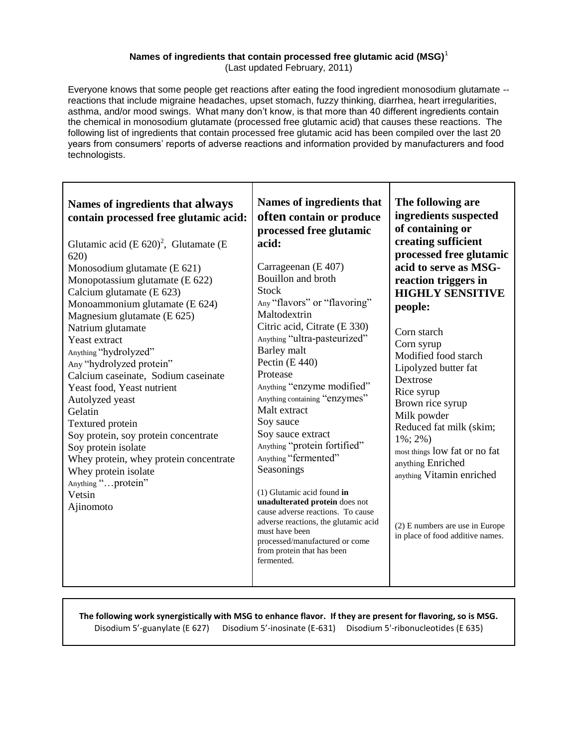**Names of ingredients that contain processed free glutamic acid (MSG)**[1]
(Last updated February, 2011)

Everyone knows that some people get reactions after eating the food ingredient monosodium glutamate -- reactions that include migraine headaches, upset stomach, fuzzy thinking, diarrhea, heart irregularities, asthma, and/or mood swings. What many don't know, is that more than 40 different ingredients contain the chemical in monosodium glutamate (processed free glutamic acid) that causes these reactions. The following list of ingredients that contain processed free glutamic acid has been compiled over the last 20 years from consumers' reports of adverse reactions and information provided by manufacturers and food technologists.

**Names of ingredients that always contain processed free glutamic acid:**

Glutamic acid (E 620)[2], Glutamate (E 620)
Monosodium glutamate (E 621)
Monopotassium glutamate (E 622)
Calcium glutamate (E 623)
Monoammonium glutamate (E 624)
Magnesium glutamate (E 625)
Natrium glutamate
Yeast extract
Anything "hydrolyzed"
Any "hydrolyzed protein"
Calcium caseinate, Sodium caseinate
Yeast food, Yeast nutrient
Autolyzed yeast
Gelatin
Textured protein
Soy protein, soy protein concentrate
Soy protein isolate
Whey protein, whey protein concentrate
Whey protein isolate
Anything "…protein"
Vetsin
Ajinomoto

**Names of ingredients that often contain or produce processed free glutamic acid:**

Carrageenan (E 407)
Bouillon and broth
Stock
Any "flavors" or "flavoring"
Maltodextrin
Citric acid, Citrate (E 330)
Anything "ultra-pasteurized"
Barley malt
Pectin (E 440)
Protease
Anything "enzyme modified"
Anything containing "enzymes"
Malt extract
Soy sauce
Soy sauce extract
Anything "protein fortified"
Anything "fermented"
Seasonings

(1) Glutamic acid found **in unadulterated protein** does not cause adverse reactions. To cause adverse reactions, the glutamic acid must have been processed/manufactured or come from protein that has been fermented.

**The following are ingredients suspected of containing or creating sufficient processed free glutamic acid to serve as MSG-reaction triggers in HIGHLY SENSITIVE people:**

Corn starch
Corn syrup
Modified food starch
Lipolyzed butter fat
Dextrose
Rice syrup
Brown rice syrup
Milk powder
Reduced fat milk (skim; 1%; 2%)
most things low fat or no fat
anything Enriched
anything Vitamin enriched

(2) E numbers are use in Europe in place of food additive names.

**The following work synergistically with MSG to enhance flavor. If they are present for flavoring, so is MSG.**

Disodium 5'-guanylate (E 627) Disodium 5'-inosinate (E-631) Disodium 5'-ribonucleotides (E 635)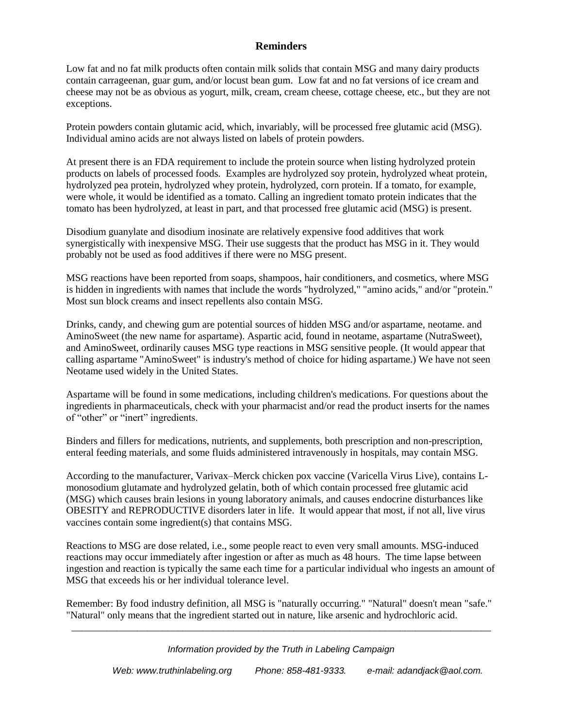## Reminders

Low fat and no fat milk products often contain milk solids that contain MSG and many dairy products contain carrageenan, guar gum, and/or locust bean gum. Low fat and no fat versions of ice cream and cheese may not be as obvious as yogurt, milk, cream, cream cheese, cottage cheese, etc., but they are not exceptions.

Protein powders contain glutamic acid, which, invariably, will be processed free glutamic acid (MSG). Individual amino acids are not always listed on labels of protein powders.

At present there is an FDA requirement to include the protein source when listing hydrolyzed protein products on labels of processed foods. Examples are hydrolyzed soy protein, hydrolyzed wheat protein, hydrolyzed pea protein, hydrolyzed whey protein, hydrolyzed, corn protein. If a tomato, for example, were whole, it would be identified as a tomato. Calling an ingredient tomato protein indicates that the tomato has been hydrolyzed, at least in part, and that processed free glutamic acid (MSG) is present.

Disodium guanylate and disodium inosinate are relatively expensive food additives that work synergistically with inexpensive MSG. Their use suggests that the product has MSG in it. They would probably not be used as food additives if there were no MSG present.

MSG reactions have been reported from soaps, shampoos, hair conditioners, and cosmetics, where MSG is hidden in ingredients with names that include the words "hydrolyzed," "amino acids," and/or "protein." Most sun block creams and insect repellents also contain MSG.

Drinks, candy, and chewing gum are potential sources of hidden MSG and/or aspartame, neotame. and AminoSweet (the new name for aspartame). Aspartic acid, found in neotame, aspartame (NutraSweet), and AminoSweet, ordinarily causes MSG type reactions in MSG sensitive people. (It would appear that calling aspartame "AminoSweet" is industry's method of choice for hiding aspartame.) We have not seen Neotame used widely in the United States.

Aspartame will be found in some medications, including children's medications. For questions about the ingredients in pharmaceuticals, check with your pharmacist and/or read the product inserts for the names of “other” or “inert” ingredients.

Binders and fillers for medications, nutrients, and supplements, both prescription and non-prescription, enteral feeding materials, and some fluids administered intravenously in hospitals, may contain MSG.

According to the manufacturer, Varivax–Merck chicken pox vaccine (Varicella Virus Live), contains L-monosodium glutamate and hydrolyzed gelatin, both of which contain processed free glutamic acid (MSG) which causes brain lesions in young laboratory animals, and causes endocrine disturbances like OBESITY and REPRODUCTIVE disorders later in life. It would appear that most, if not all, live virus vaccines contain some ingredient(s) that contains MSG.

Reactions to MSG are dose related, i.e., some people react to even very small amounts. MSG-induced reactions may occur immediately after ingestion or after as much as 48 hours. The time lapse between ingestion and reaction is typically the same each time for a particular individual who ingests an amount of MSG that exceeds his or her individual tolerance level.

Remember: By food industry definition, all MSG is "naturally occurring." "Natural" doesn't mean "safe." "Natural" only means that the ingredient started out in nature, like arsenic and hydrochloric acid.

---

*Information provided by the Truth in Labeling Campaign*

*Web: www.truthinlabeling.org     Phone: 858-481-9333.     e-mail: adandjack@aol.com.*